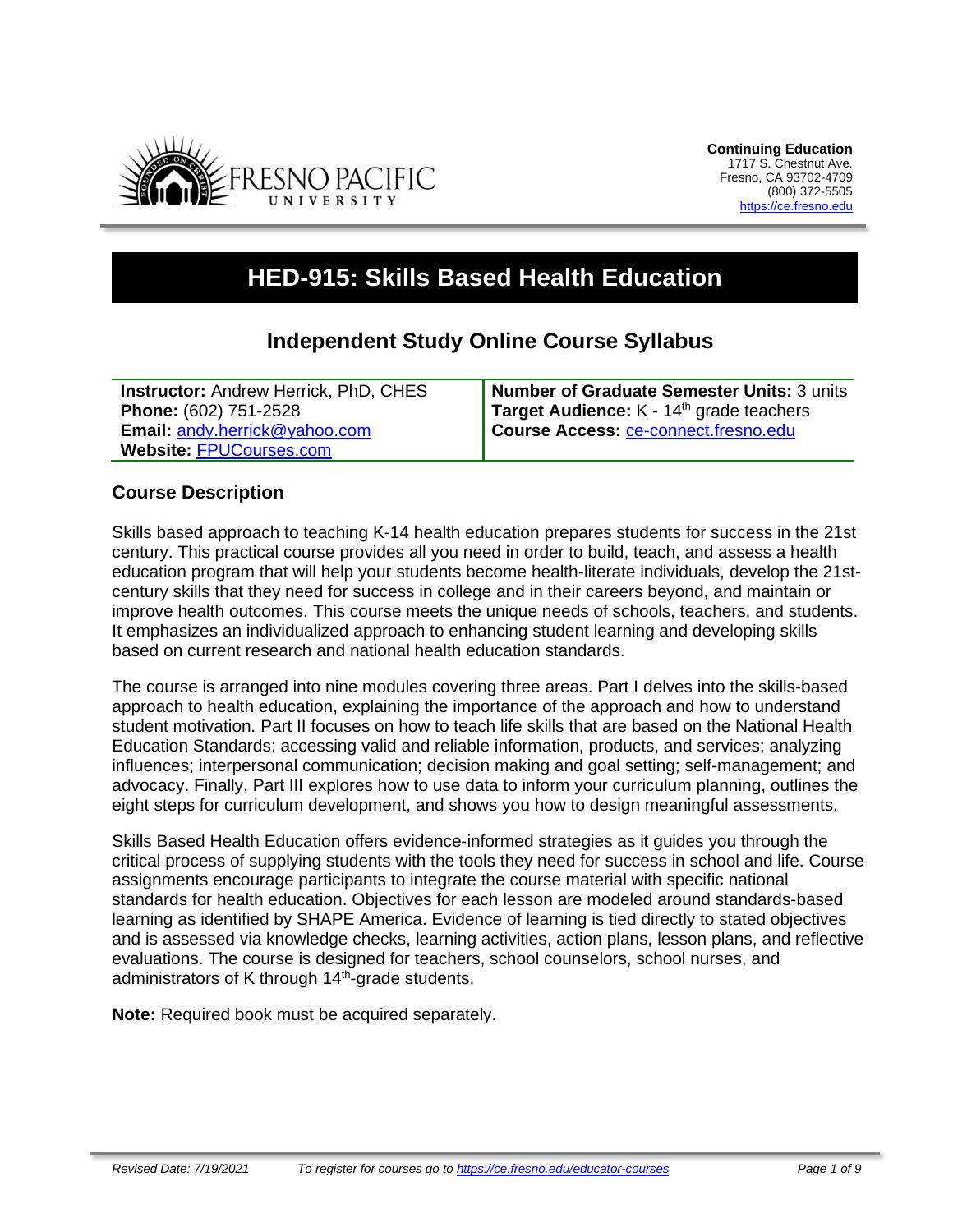**Continuing Education**
1717 S. Chestnut Ave.
Fresno, CA 93702-4709
(800) 372-5505
https://ce.fresno.edu

# HED-915: Skills Based Health Education

## Independent Study Online Course Syllabus

| | |
|---|---|
| **Instructor:** Andrew Herrick, PhD, CHES | **Number of Graduate Semester Units:** 3 units |
| **Phone:** (602) 751-2528 | **Target Audience:** K - 14th grade teachers |
| **Email:** andy.herrick@yahoo.com | **Course Access:** ce-connect.fresno.edu |
| **Website:** FPUCourses.com | |

### Course Description

Skills based approach to teaching K-14 health education prepares students for success in the 21st century. This practical course provides all you need in order to build, teach, and assess a health education program that will help your students become health-literate individuals, develop the 21st-century skills that they need for success in college and in their careers beyond, and maintain or improve health outcomes. This course meets the unique needs of schools, teachers, and students. It emphasizes an individualized approach to enhancing student learning and developing skills based on current research and national health education standards.

The course is arranged into nine modules covering three areas. Part I delves into the skills-based approach to health education, explaining the importance of the approach and how to understand student motivation. Part II focuses on how to teach life skills that are based on the National Health Education Standards: accessing valid and reliable information, products, and services; analyzing influences; interpersonal communication; decision making and goal setting; self-management; and advocacy. Finally, Part III explores how to use data to inform your curriculum planning, outlines the eight steps for curriculum development, and shows you how to design meaningful assessments.

Skills Based Health Education offers evidence-informed strategies as it guides you through the critical process of supplying students with the tools they need for success in school and life. Course assignments encourage participants to integrate the course material with specific national standards for health education. Objectives for each lesson are modeled around standards-based learning as identified by SHAPE America. Evidence of learning is tied directly to stated objectives and is assessed via knowledge checks, learning activities, action plans, lesson plans, and reflective evaluations. The course is designed for teachers, school counselors, school nurses, and administrators of K through 14th-grade students.

**Note:** Required book must be acquired separately.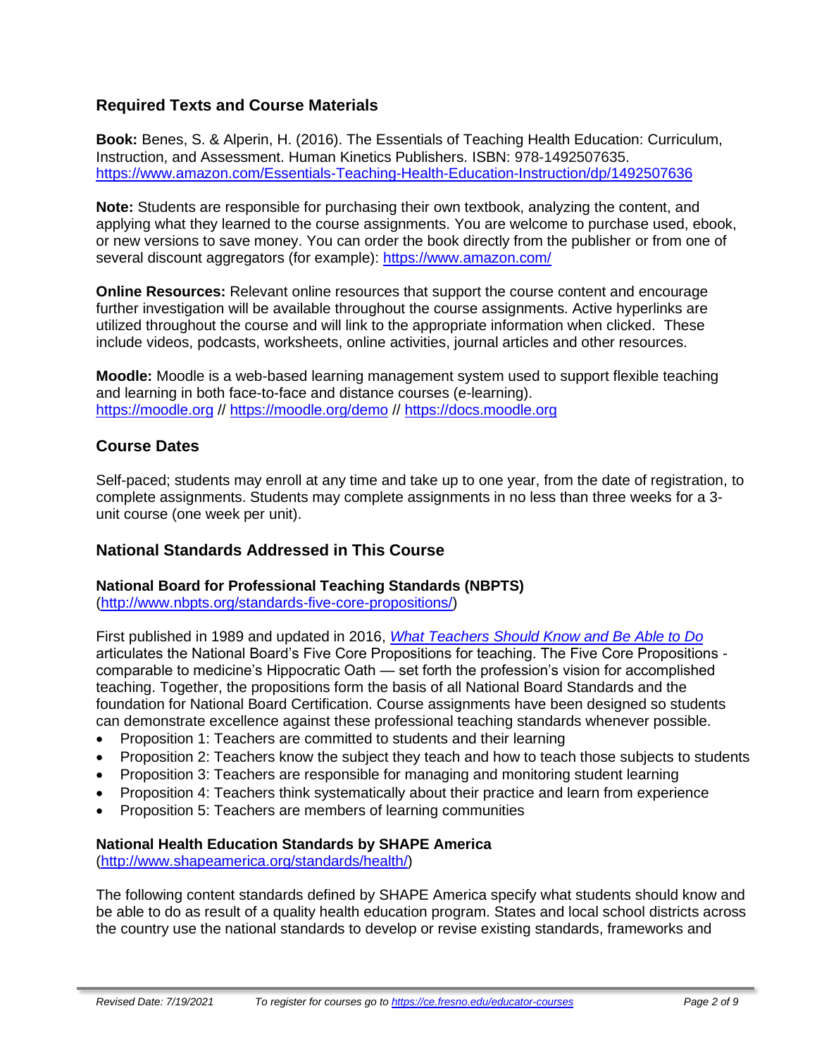## Required Texts and Course Materials

**Book:** Benes, S. & Alperin, H. (2016). The Essentials of Teaching Health Education: Curriculum, Instruction, and Assessment. Human Kinetics Publishers. ISBN: 978-1492507635. https://www.amazon.com/Essentials-Teaching-Health-Education-Instruction/dp/1492507636

**Note:** Students are responsible for purchasing their own textbook, analyzing the content, and applying what they learned to the course assignments. You are welcome to purchase used, ebook, or new versions to save money. You can order the book directly from the publisher or from one of several discount aggregators (for example): https://www.amazon.com/

**Online Resources:** Relevant online resources that support the course content and encourage further investigation will be available throughout the course assignments. Active hyperlinks are utilized throughout the course and will link to the appropriate information when clicked. These include videos, podcasts, worksheets, online activities, journal articles and other resources.

**Moodle:** Moodle is a web-based learning management system used to support flexible teaching and learning in both face-to-face and distance courses (e-learning). https://moodle.org // https://moodle.org/demo // https://docs.moodle.org

## Course Dates

Self-paced; students may enroll at any time and take up to one year, from the date of registration, to complete assignments. Students may complete assignments in no less than three weeks for a 3-unit course (one week per unit).

## National Standards Addressed in This Course

### National Board for Professional Teaching Standards (NBPTS)

(http://www.nbpts.org/standards-five-core-propositions/)

First published in 1989 and updated in 2016, *What Teachers Should Know and Be Able to Do* articulates the National Board's Five Core Propositions for teaching. The Five Core Propositions - comparable to medicine's Hippocratic Oath — set forth the profession's vision for accomplished teaching. Together, the propositions form the basis of all National Board Standards and the foundation for National Board Certification. Course assignments have been designed so students can demonstrate excellence against these professional teaching standards whenever possible.

- Proposition 1: Teachers are committed to students and their learning
- Proposition 2: Teachers know the subject they teach and how to teach those subjects to students
- Proposition 3: Teachers are responsible for managing and monitoring student learning
- Proposition 4: Teachers think systematically about their practice and learn from experience
- Proposition 5: Teachers are members of learning communities

### National Health Education Standards by SHAPE America

(http://www.shapeamerica.org/standards/health/)

The following content standards defined by SHAPE America specify what students should know and be able to do as result of a quality health education program. States and local school districts across the country use the national standards to develop or revise existing standards, frameworks and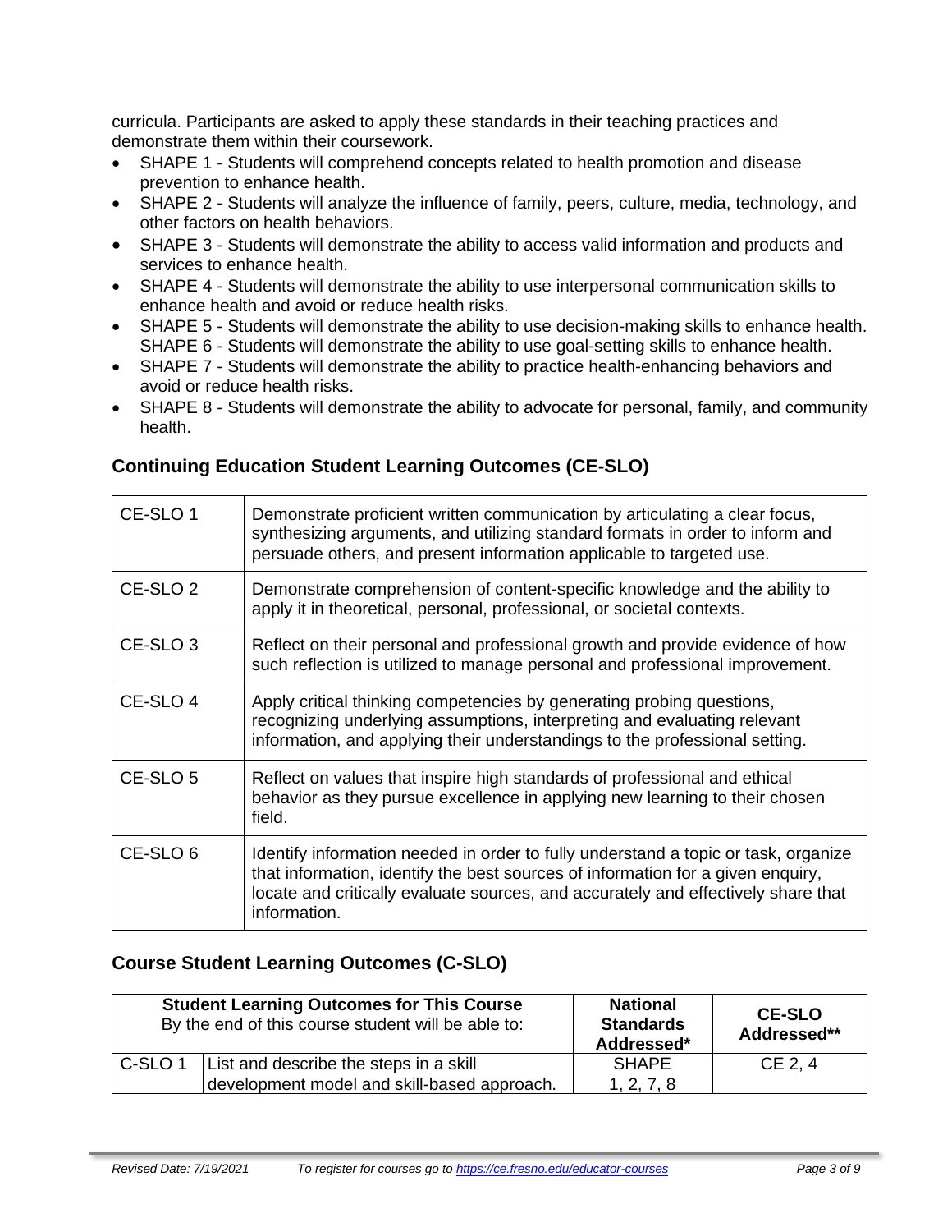curricula. Participants are asked to apply these standards in their teaching practices and demonstrate them within their coursework.

- SHAPE 1 - Students will comprehend concepts related to health promotion and disease prevention to enhance health.
- SHAPE 2 - Students will analyze the influence of family, peers, culture, media, technology, and other factors on health behaviors.
- SHAPE 3 - Students will demonstrate the ability to access valid information and products and services to enhance health.
- SHAPE 4 - Students will demonstrate the ability to use interpersonal communication skills to enhance health and avoid or reduce health risks.
- SHAPE 5 - Students will demonstrate the ability to use decision-making skills to enhance health. SHAPE 6 - Students will demonstrate the ability to use goal-setting skills to enhance health.
- SHAPE 7 - Students will demonstrate the ability to practice health-enhancing behaviors and avoid or reduce health risks.
- SHAPE 8 - Students will demonstrate the ability to advocate for personal, family, and community health.

## Continuing Education Student Learning Outcomes (CE-SLO)

| | |
|---|---|
| CE-SLO 1 | Demonstrate proficient written communication by articulating a clear focus, synthesizing arguments, and utilizing standard formats in order to inform and persuade others, and present information applicable to targeted use. |
| CE-SLO 2 | Demonstrate comprehension of content-specific knowledge and the ability to apply it in theoretical, personal, professional, or societal contexts. |
| CE-SLO 3 | Reflect on their personal and professional growth and provide evidence of how such reflection is utilized to manage personal and professional improvement. |
| CE-SLO 4 | Apply critical thinking competencies by generating probing questions, recognizing underlying assumptions, interpreting and evaluating relevant information, and applying their understandings to the professional setting. |
| CE-SLO 5 | Reflect on values that inspire high standards of professional and ethical behavior as they pursue excellence in applying new learning to their chosen field. |
| CE-SLO 6 | Identify information needed in order to fully understand a topic or task, organize that information, identify the best sources of information for a given enquiry, locate and critically evaluate sources, and accurately and effectively share that information. |

## Course Student Learning Outcomes (C-SLO)

| **Student Learning Outcomes for This Course** By the end of this course student will be able to: | | **National Standards Addressed*** | **CE-SLO Addressed**** |
|---|---|---|---|
| C-SLO 1 | List and describe the steps in a skill development model and skill-based approach. | SHAPE 1, 2, 7, 8 | CE 2, 4 |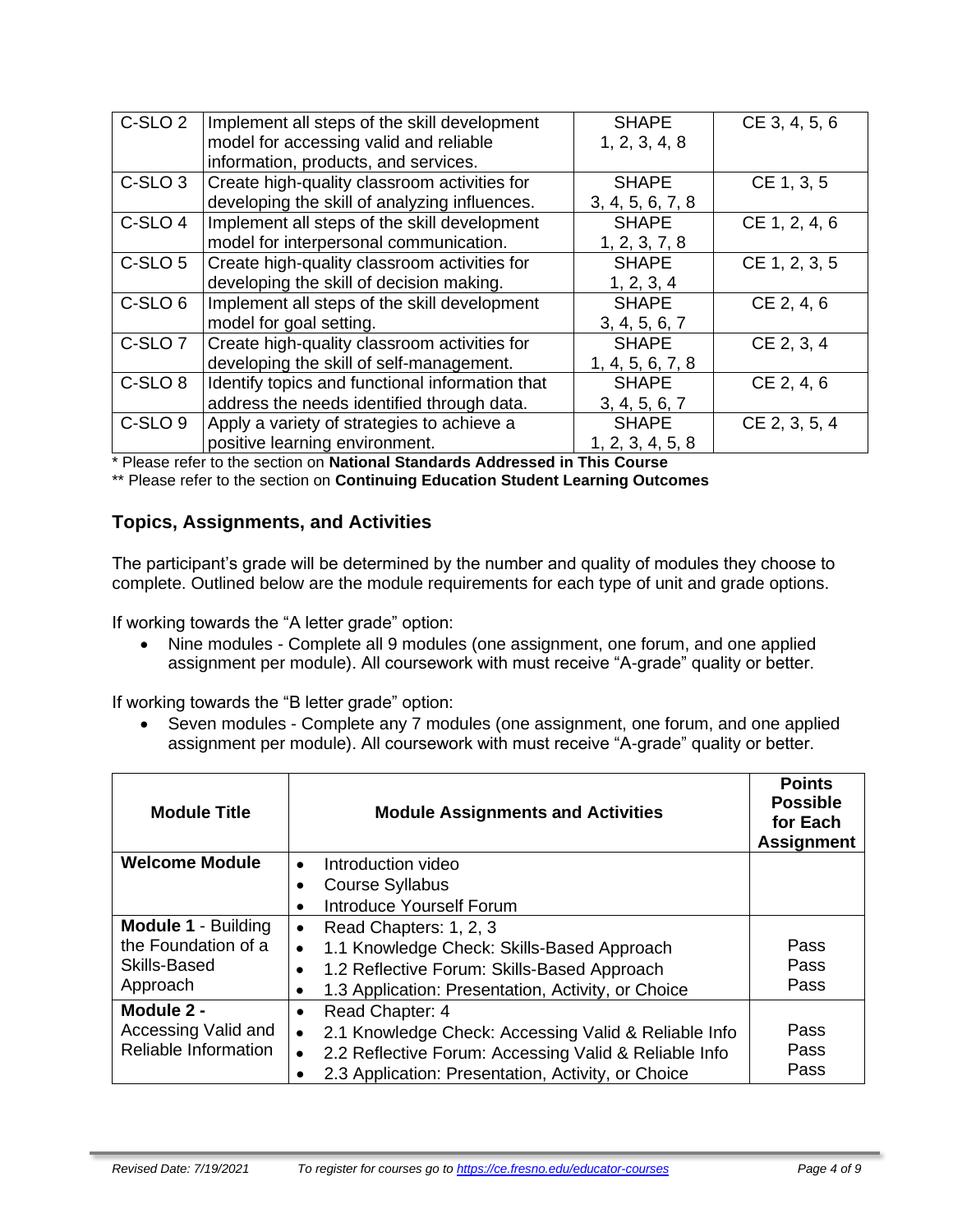| C-SLO 2 | Implement all steps of the skill development model for accessing valid and reliable information, products, and services. | SHAPE 1, 2, 3, 4, 8 | CE 3, 4, 5, 6 |
|---|---|---|---|
| C-SLO 3 | Create high-quality classroom activities for developing the skill of analyzing influences. | SHAPE 3, 4, 5, 6, 7, 8 | CE 1, 3, 5 |
| C-SLO 4 | Implement all steps of the skill development model for interpersonal communication. | SHAPE 1, 2, 3, 7, 8 | CE 1, 2, 4, 6 |
| C-SLO 5 | Create high-quality classroom activities for developing the skill of decision making. | SHAPE 1, 2, 3, 4 | CE 1, 2, 3, 5 |
| C-SLO 6 | Implement all steps of the skill development model for goal setting. | SHAPE 3, 4, 5, 6, 7 | CE 2, 4, 6 |
| C-SLO 7 | Create high-quality classroom activities for developing the skill of self-management. | SHAPE 1, 4, 5, 6, 7, 8 | CE 2, 3, 4 |
| C-SLO 8 | Identify topics and functional information that address the needs identified through data. | SHAPE 3, 4, 5, 6, 7 | CE 2, 4, 6 |
| C-SLO 9 | Apply a variety of strategies to achieve a positive learning environment. | SHAPE 1, 2, 3, 4, 5, 8 | CE 2, 3, 5, 4 |

\* Please refer to the section on **National Standards Addressed in This Course**

\*\* Please refer to the section on **Continuing Education Student Learning Outcomes**

## Topics, Assignments, and Activities

The participant's grade will be determined by the number and quality of modules they choose to complete. Outlined below are the module requirements for each type of unit and grade options.

If working towards the "A letter grade" option:

- Nine modules - Complete all 9 modules (one assignment, one forum, and one applied assignment per module). All coursework with must receive "A-grade" quality or better.

If working towards the "B letter grade" option:

- Seven modules - Complete any 7 modules (one assignment, one forum, and one applied assignment per module). All coursework with must receive "A-grade" quality or better.

| Module Title | Module Assignments and Activities | Points Possible for Each Assignment |
|---|---|---|
| **Welcome Module** | • Introduction video<br>• Course Syllabus<br>• Introduce Yourself Forum | |
| **Module 1** - Building the Foundation of a Skills-Based Approach | • Read Chapters: 1, 2, 3<br>• 1.1 Knowledge Check: Skills-Based Approach<br>• 1.2 Reflective Forum: Skills-Based Approach<br>• 1.3 Application: Presentation, Activity, or Choice | Pass<br>Pass<br>Pass |
| **Module 2** - Accessing Valid and Reliable Information | • Read Chapter: 4<br>• 2.1 Knowledge Check: Accessing Valid & Reliable Info<br>• 2.2 Reflective Forum: Accessing Valid & Reliable Info<br>• 2.3 Application: Presentation, Activity, or Choice | Pass<br>Pass<br>Pass |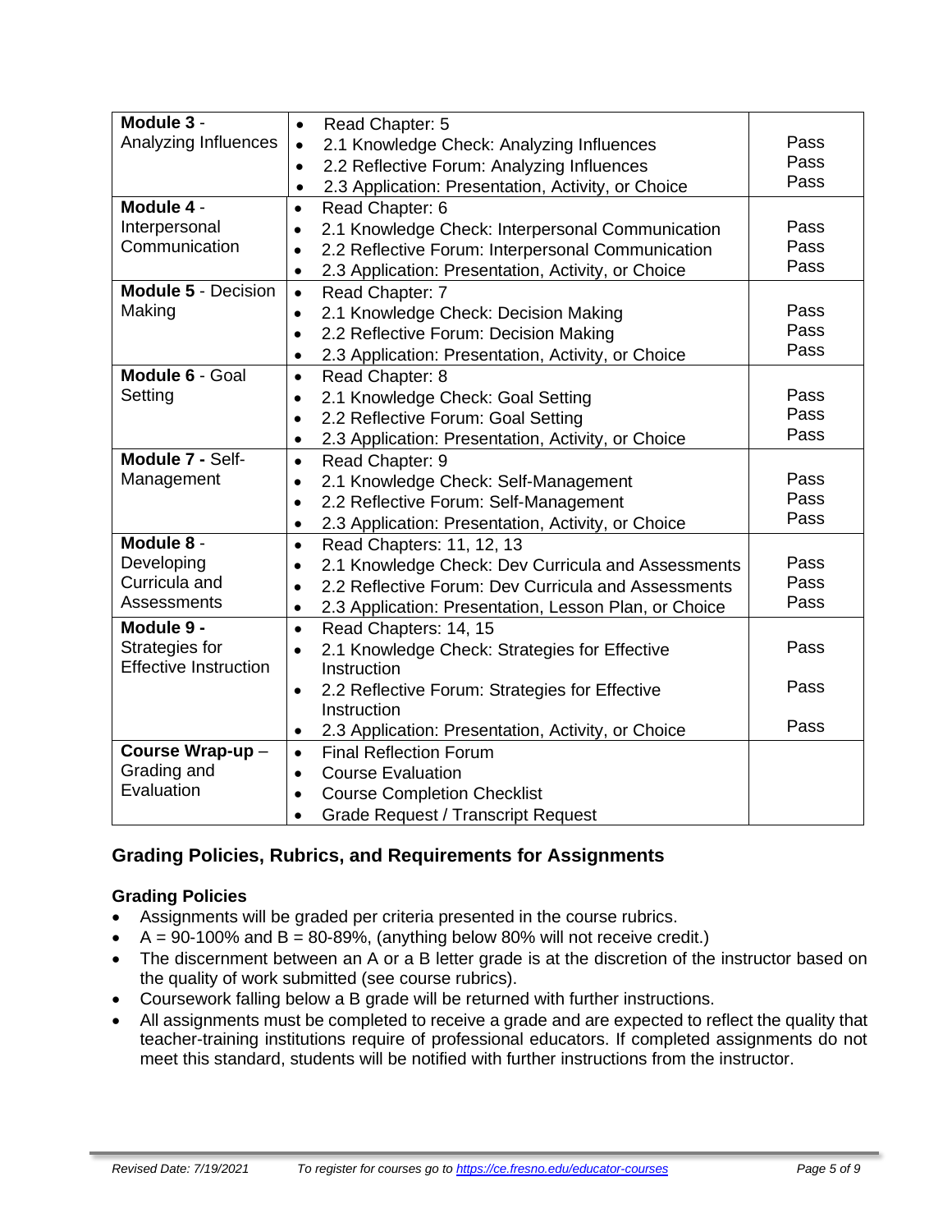| | | |
|---|---|---|
| **Module 3** - Analyzing Influences | • Read Chapter: 5<br>• 2.1 Knowledge Check: Analyzing Influences<br>• 2.2 Reflective Forum: Analyzing Influences<br>• 2.3 Application: Presentation, Activity, or Choice | Pass<br>Pass<br>Pass |
| **Module 4** - Interpersonal Communication | • Read Chapter: 6<br>• 2.1 Knowledge Check: Interpersonal Communication<br>• 2.2 Reflective Forum: Interpersonal Communication<br>• 2.3 Application: Presentation, Activity, or Choice | Pass<br>Pass<br>Pass |
| **Module 5** - Decision Making | • Read Chapter: 7<br>• 2.1 Knowledge Check: Decision Making<br>• 2.2 Reflective Forum: Decision Making<br>• 2.3 Application: Presentation, Activity, or Choice | Pass<br>Pass<br>Pass |
| **Module 6** - Goal Setting | • Read Chapter: 8<br>• 2.1 Knowledge Check: Goal Setting<br>• 2.2 Reflective Forum: Goal Setting<br>• 2.3 Application: Presentation, Activity, or Choice | Pass<br>Pass<br>Pass |
| **Module 7 -** Self-Management | • Read Chapter: 9<br>• 2.1 Knowledge Check: Self-Management<br>• 2.2 Reflective Forum: Self-Management<br>• 2.3 Application: Presentation, Activity, or Choice | Pass<br>Pass<br>Pass |
| **Module 8** - Developing Curricula and Assessments | • Read Chapters: 11, 12, 13<br>• 2.1 Knowledge Check: Dev Curricula and Assessments<br>• 2.2 Reflective Forum: Dev Curricula and Assessments<br>• 2.3 Application: Presentation, Lesson Plan, or Choice | Pass<br>Pass<br>Pass |
| **Module 9 -** Strategies for Effective Instruction | • Read Chapters: 14, 15<br>• 2.1 Knowledge Check: Strategies for Effective Instruction<br>• 2.2 Reflective Forum: Strategies for Effective Instruction<br>• 2.3 Application: Presentation, Activity, or Choice | Pass<br>Pass<br>Pass |
| **Course Wrap-up** – Grading and Evaluation | • Final Reflection Forum<br>• Course Evaluation<br>• Course Completion Checklist<br>• Grade Request / Transcript Request | |

## Grading Policies, Rubrics, and Requirements for Assignments

### Grading Policies

- Assignments will be graded per criteria presented in the course rubrics.
- A = 90-100% and B = 80-89%, (anything below 80% will not receive credit.)
- The discernment between an A or a B letter grade is at the discretion of the instructor based on the quality of work submitted (see course rubrics).
- Coursework falling below a B grade will be returned with further instructions.
- All assignments must be completed to receive a grade and are expected to reflect the quality that teacher-training institutions require of professional educators. If completed assignments do not meet this standard, students will be notified with further instructions from the instructor.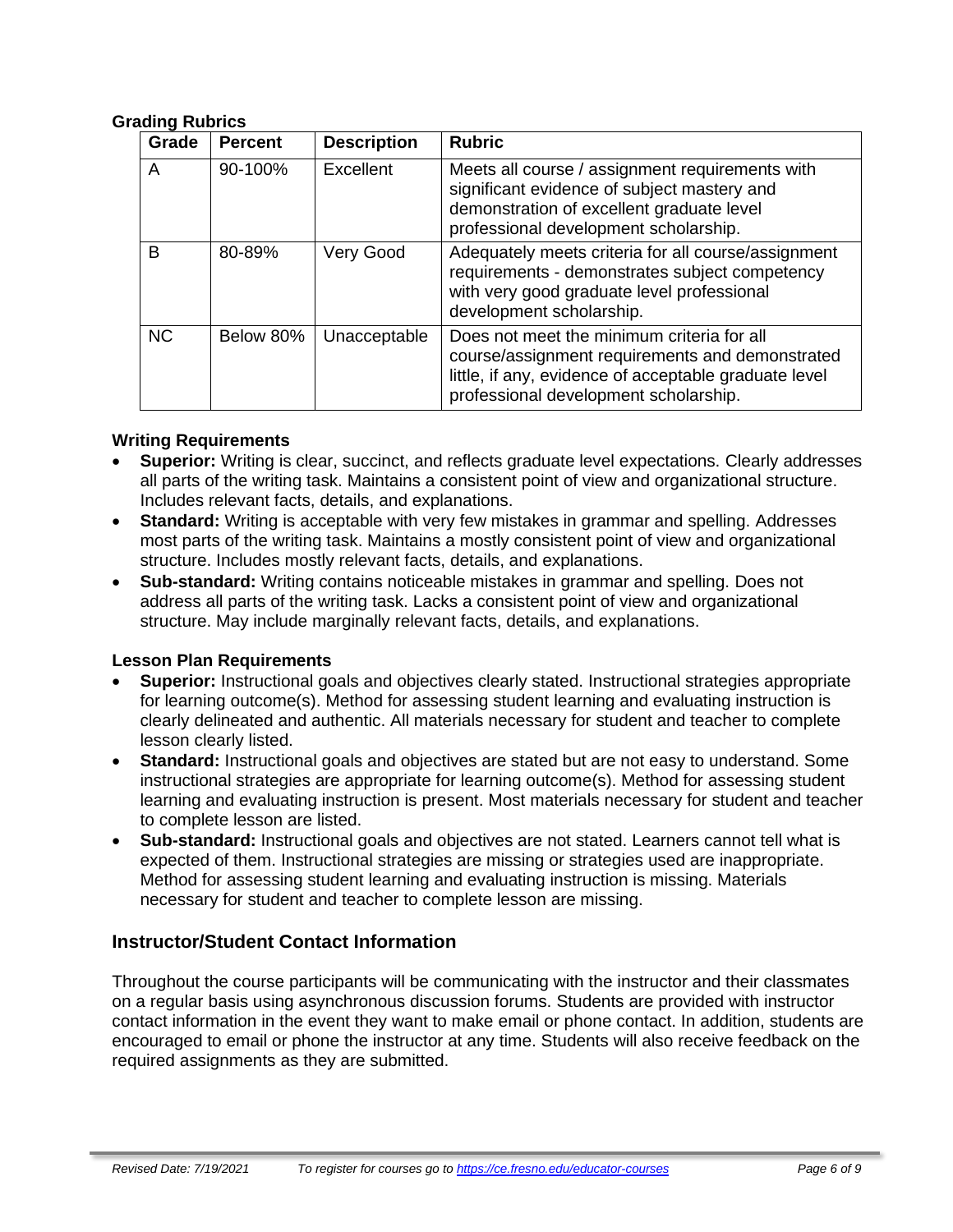### Grading Rubrics

| Grade | Percent | Description | Rubric |
|---|---|---|---|
| A | 90-100% | Excellent | Meets all course / assignment requirements with significant evidence of subject mastery and demonstration of excellent graduate level professional development scholarship. |
| B | 80-89% | Very Good | Adequately meets criteria for all course/assignment requirements - demonstrates subject competency with very good graduate level professional development scholarship. |
| NC | Below 80% | Unacceptable | Does not meet the minimum criteria for all course/assignment requirements and demonstrated little, if any, evidence of acceptable graduate level professional development scholarship. |

### Writing Requirements

- **Superior:** Writing is clear, succinct, and reflects graduate level expectations. Clearly addresses all parts of the writing task. Maintains a consistent point of view and organizational structure. Includes relevant facts, details, and explanations.
- **Standard:** Writing is acceptable with very few mistakes in grammar and spelling. Addresses most parts of the writing task. Maintains a mostly consistent point of view and organizational structure. Includes mostly relevant facts, details, and explanations.
- **Sub-standard:** Writing contains noticeable mistakes in grammar and spelling. Does not address all parts of the writing task. Lacks a consistent point of view and organizational structure. May include marginally relevant facts, details, and explanations.

### Lesson Plan Requirements

- **Superior:** Instructional goals and objectives clearly stated. Instructional strategies appropriate for learning outcome(s). Method for assessing student learning and evaluating instruction is clearly delineated and authentic. All materials necessary for student and teacher to complete lesson clearly listed.
- **Standard:** Instructional goals and objectives are stated but are not easy to understand. Some instructional strategies are appropriate for learning outcome(s). Method for assessing student learning and evaluating instruction is present. Most materials necessary for student and teacher to complete lesson are listed.
- **Sub-standard:** Instructional goals and objectives are not stated. Learners cannot tell what is expected of them. Instructional strategies are missing or strategies used are inappropriate. Method for assessing student learning and evaluating instruction is missing. Materials necessary for student and teacher to complete lesson are missing.

## Instructor/Student Contact Information

Throughout the course participants will be communicating with the instructor and their classmates on a regular basis using asynchronous discussion forums. Students are provided with instructor contact information in the event they want to make email or phone contact. In addition, students are encouraged to email or phone the instructor at any time. Students will also receive feedback on the required assignments as they are submitted.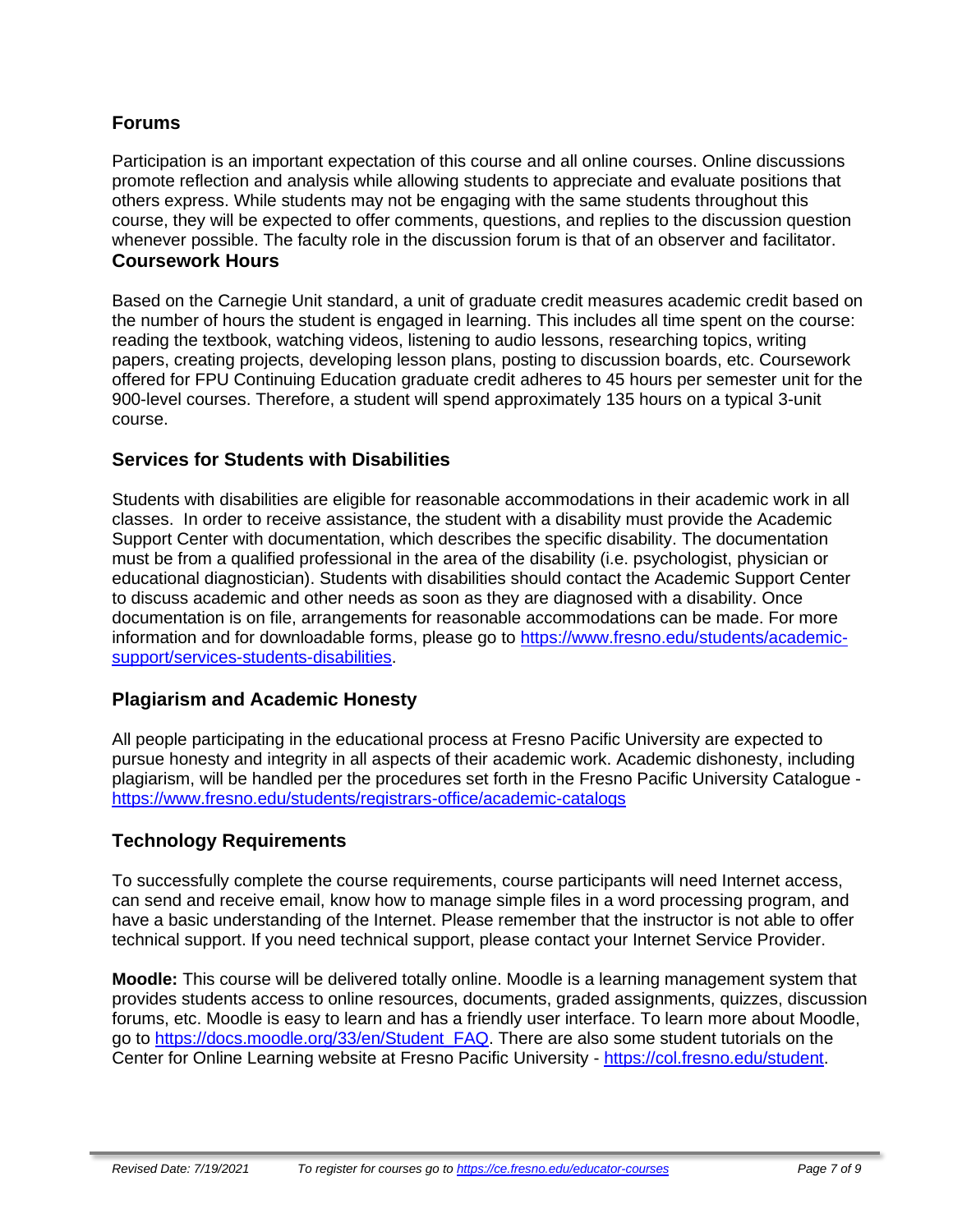## Forums

Participation is an important expectation of this course and all online courses. Online discussions promote reflection and analysis while allowing students to appreciate and evaluate positions that others express. While students may not be engaging with the same students throughout this course, they will be expected to offer comments, questions, and replies to the discussion question whenever possible. The faculty role in the discussion forum is that of an observer and facilitator.

## Coursework Hours

Based on the Carnegie Unit standard, a unit of graduate credit measures academic credit based on the number of hours the student is engaged in learning. This includes all time spent on the course: reading the textbook, watching videos, listening to audio lessons, researching topics, writing papers, creating projects, developing lesson plans, posting to discussion boards, etc. Coursework offered for FPU Continuing Education graduate credit adheres to 45 hours per semester unit for the 900-level courses. Therefore, a student will spend approximately 135 hours on a typical 3-unit course.

## Services for Students with Disabilities

Students with disabilities are eligible for reasonable accommodations in their academic work in all classes. In order to receive assistance, the student with a disability must provide the Academic Support Center with documentation, which describes the specific disability. The documentation must be from a qualified professional in the area of the disability (i.e. psychologist, physician or educational diagnostician). Students with disabilities should contact the Academic Support Center to discuss academic and other needs as soon as they are diagnosed with a disability. Once documentation is on file, arrangements for reasonable accommodations can be made. For more information and for downloadable forms, please go to https://www.fresno.edu/students/academic-support/services-students-disabilities.

## Plagiarism and Academic Honesty

All people participating in the educational process at Fresno Pacific University are expected to pursue honesty and integrity in all aspects of their academic work. Academic dishonesty, including plagiarism, will be handled per the procedures set forth in the Fresno Pacific University Catalogue - https://www.fresno.edu/students/registrars-office/academic-catalogs

## Technology Requirements

To successfully complete the course requirements, course participants will need Internet access, can send and receive email, know how to manage simple files in a word processing program, and have a basic understanding of the Internet. Please remember that the instructor is not able to offer technical support. If you need technical support, please contact your Internet Service Provider.

**Moodle:** This course will be delivered totally online. Moodle is a learning management system that provides students access to online resources, documents, graded assignments, quizzes, discussion forums, etc. Moodle is easy to learn and has a friendly user interface. To learn more about Moodle, go to https://docs.moodle.org/33/en/Student_FAQ. There are also some student tutorials on the Center for Online Learning website at Fresno Pacific University - https://col.fresno.edu/student.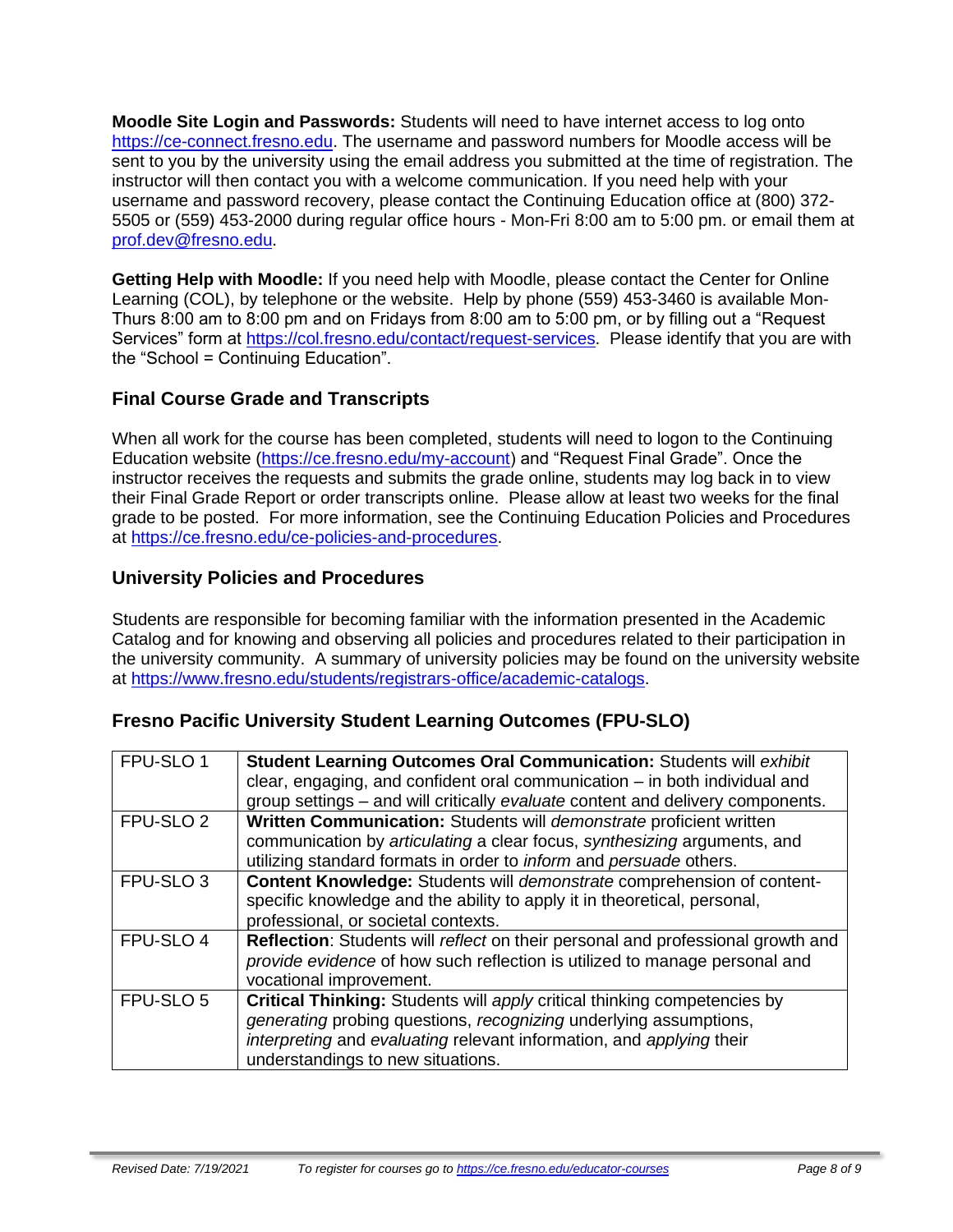**Moodle Site Login and Passwords:** Students will need to have internet access to log onto https://ce-connect.fresno.edu. The username and password numbers for Moodle access will be sent to you by the university using the email address you submitted at the time of registration. The instructor will then contact you with a welcome communication. If you need help with your username and password recovery, please contact the Continuing Education office at (800) 372-5505 or (559) 453-2000 during regular office hours - Mon-Fri 8:00 am to 5:00 pm. or email them at prof.dev@fresno.edu.

**Getting Help with Moodle:** If you need help with Moodle, please contact the Center for Online Learning (COL), by telephone or the website. Help by phone (559) 453-3460 is available Mon-Thurs 8:00 am to 8:00 pm and on Fridays from 8:00 am to 5:00 pm, or by filling out a "Request Services" form at https://col.fresno.edu/contact/request-services. Please identify that you are with the "School = Continuing Education".

## Final Course Grade and Transcripts

When all work for the course has been completed, students will need to logon to the Continuing Education website (https://ce.fresno.edu/my-account) and "Request Final Grade". Once the instructor receives the requests and submits the grade online, students may log back in to view their Final Grade Report or order transcripts online. Please allow at least two weeks for the final grade to be posted. For more information, see the Continuing Education Policies and Procedures at https://ce.fresno.edu/ce-policies-and-procedures.

## University Policies and Procedures

Students are responsible for becoming familiar with the information presented in the Academic Catalog and for knowing and observing all policies and procedures related to their participation in the university community. A summary of university policies may be found on the university website at https://www.fresno.edu/students/registrars-office/academic-catalogs.

## Fresno Pacific University Student Learning Outcomes (FPU-SLO)

| | |
|---|---|
| FPU-SLO 1 | **Student Learning Outcomes Oral Communication:** Students will *exhibit* clear, engaging, and confident oral communication – in both individual and group settings – and will critically *evaluate* content and delivery components. |
| FPU-SLO 2 | **Written Communication:** Students will *demonstrate* proficient written communication by *articulating* a clear focus, *synthesizing* arguments, and utilizing standard formats in order to *inform* and *persuade* others. |
| FPU-SLO 3 | **Content Knowledge:** Students will *demonstrate* comprehension of content-specific knowledge and the ability to apply it in theoretical, personal, professional, or societal contexts. |
| FPU-SLO 4 | **Reflection**: Students will *reflect* on their personal and professional growth and *provide evidence* of how such reflection is utilized to manage personal and vocational improvement. |
| FPU-SLO 5 | **Critical Thinking:** Students will *apply* critical thinking competencies by *generating* probing questions, *recognizing* underlying assumptions, *interpreting* and *evaluating* relevant information, and *applying* their understandings to new situations. |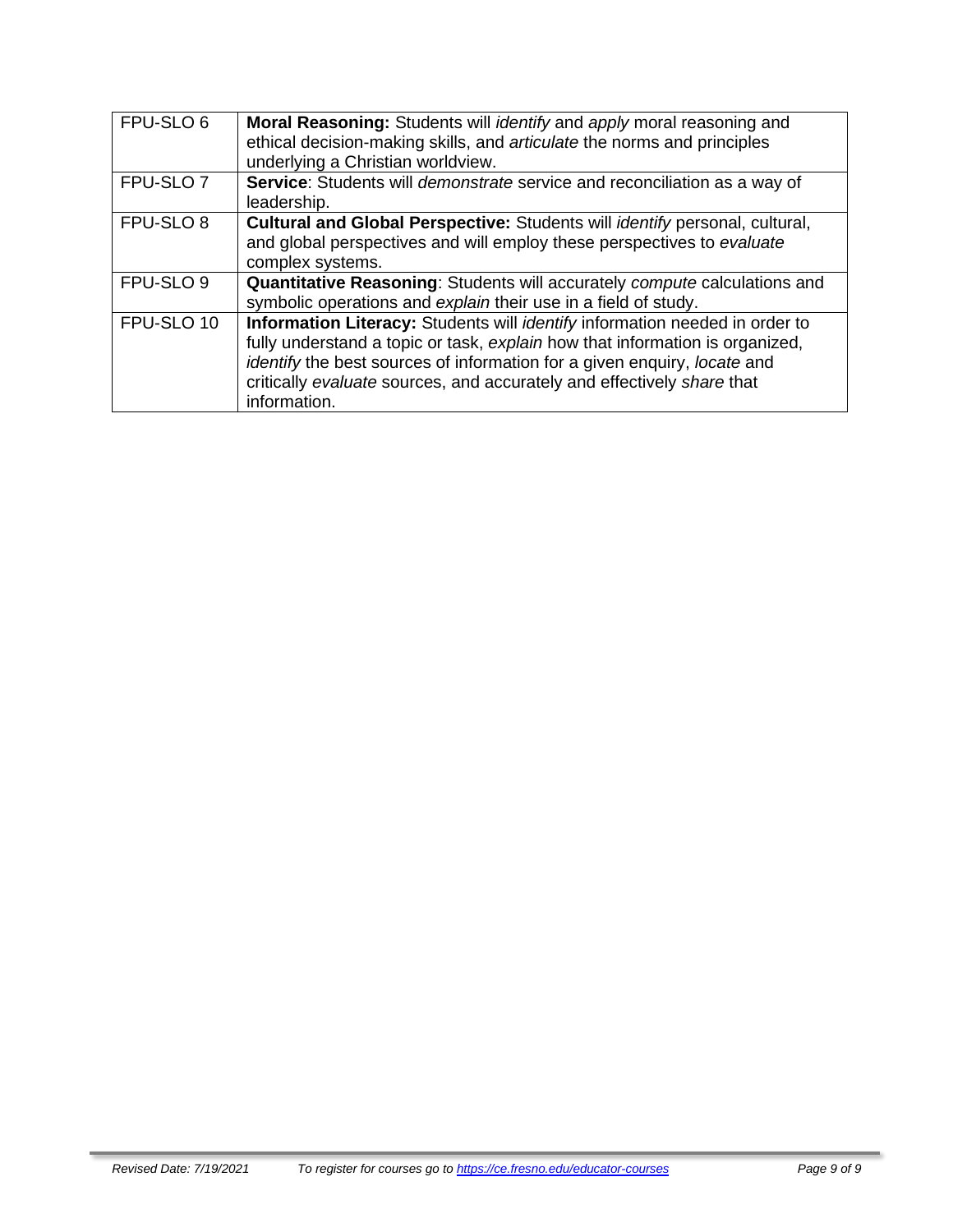| | |
|---|---|
| FPU-SLO 6 | **Moral Reasoning:** Students will *identify* and *apply* moral reasoning and ethical decision-making skills, and *articulate* the norms and principles underlying a Christian worldview. |
| FPU-SLO 7 | **Service**: Students will *demonstrate* service and reconciliation as a way of leadership. |
| FPU-SLO 8 | **Cultural and Global Perspective:** Students will *identify* personal, cultural, and global perspectives and will employ these perspectives to *evaluate* complex systems. |
| FPU-SLO 9 | **Quantitative Reasoning**: Students will accurately *compute* calculations and symbolic operations and *explain* their use in a field of study. |
| FPU-SLO 10 | **Information Literacy:** Students will *identify* information needed in order to fully understand a topic or task, *explain* how that information is organized, *identify* the best sources of information for a given enquiry, *locate* and critically *evaluate* sources, and accurately and effectively *share* that information. |